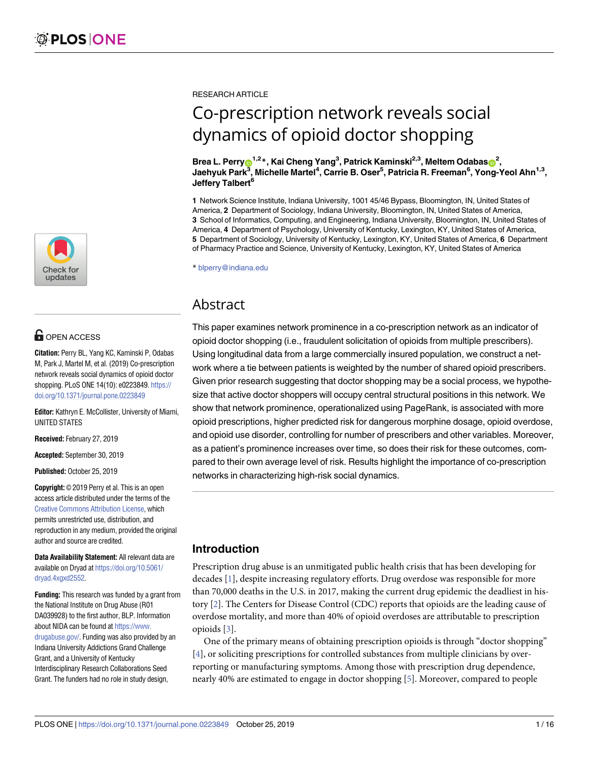RESEARCH ARTICLE

# Co-prescription network reveals social dynamics of opioid doctor shopping

**Brea L. Perry[1,2]*, Kai Cheng Yang[3], Patrick Kaminski[2,3], Meltem Odabas[2], Jaehyuk Park[3], Michelle Martel[4], Carrie B. Oser[5], Patricia R. Freeman[6], Yong-Yeol Ahn[1,3], Jeffery Talbert[6]**

**1** Network Science Institute, Indiana University, 1001 45/46 Bypass, Bloomington, IN, United States of America, **2** Department of Sociology, Indiana University, Bloomington, IN, United States of America, **3** School of Informatics, Computing, and Engineering, Indiana University, Bloomington, IN, United States of America, **4** Department of Psychology, University of Kentucky, Lexington, KY, United States of America, **5** Department of Sociology, University of Kentucky, Lexington, KY, United States of America, **6** Department of Pharmacy Practice and Science, University of Kentucky, Lexington, KY, United States of America

* blperry@indiana.edu

## Abstract

This paper examines network prominence in a co-prescription network as an indicator of opioid doctor shopping (i.e., fraudulent solicitation of opioids from multiple prescribers). Using longitudinal data from a large commercially insured population, we construct a network where a tie between patients is weighted by the number of shared opioid prescribers. Given prior research suggesting that doctor shopping may be a social process, we hypothesize that active doctor shoppers will occupy central structural positions in this network. We show that network prominence, operationalized using PageRank, is associated with more opioid prescriptions, higher predicted risk for dangerous morphine dosage, opioid overdose, and opioid use disorder, controlling for number of prescribers and other variables. Moreover, as a patient's prominence increases over time, so does their risk for these outcomes, compared to their own average level of risk. Results highlight the importance of co-prescription networks in characterizing high-risk social dynamics.

OPEN ACCESS

**Citation:** Perry BL, Yang KC, Kaminski P, Odabas M, Park J, Martel M, et al. (2019) Co-prescription network reveals social dynamics of opioid doctor shopping. PLoS ONE 14(10): e0223849. https://doi.org/10.1371/journal.pone.0223849

**Editor:** Kathryn E. McCollister, University of Miami, UNITED STATES

**Received:** February 27, 2019

**Accepted:** September 30, 2019

**Published:** October 25, 2019

**Copyright:** © 2019 Perry et al. This is an open access article distributed under the terms of the Creative Commons Attribution License, which permits unrestricted use, distribution, and reproduction in any medium, provided the original author and source are credited.

**Data Availability Statement:** All relevant data are available on Dryad at https://doi.org/10.5061/dryad.4xgxd2552.

**Funding:** This research was funded by a grant from the National Institute on Drug Abuse (R01 DA039928) to the first author, BLP. Information about NIDA can be found at https://www.drugabuse.gov/. Funding was also provided by an Indiana University Addictions Grand Challenge Grant, and a University of Kentucky Interdisciplinary Research Collaborations Seed Grant. The funders had no role in study design,

## Introduction

Prescription drug abuse is an unmitigated public health crisis that has been developing for decades [1], despite increasing regulatory efforts. Drug overdose was responsible for more than 70,000 deaths in the U.S. in 2017, making the current drug epidemic the deadliest in history [2]. The Centers for Disease Control (CDC) reports that opioids are the leading cause of overdose mortality, and more than 40% of opioid overdoses are attributable to prescription opioids [3].

One of the primary means of obtaining prescription opioids is through "doctor shopping" [4], or soliciting prescriptions for controlled substances from multiple clinicians by over-reporting or manufacturing symptoms. Among those with prescription drug dependence, nearly 40% are estimated to engage in doctor shopping [5]. Moreover, compared to people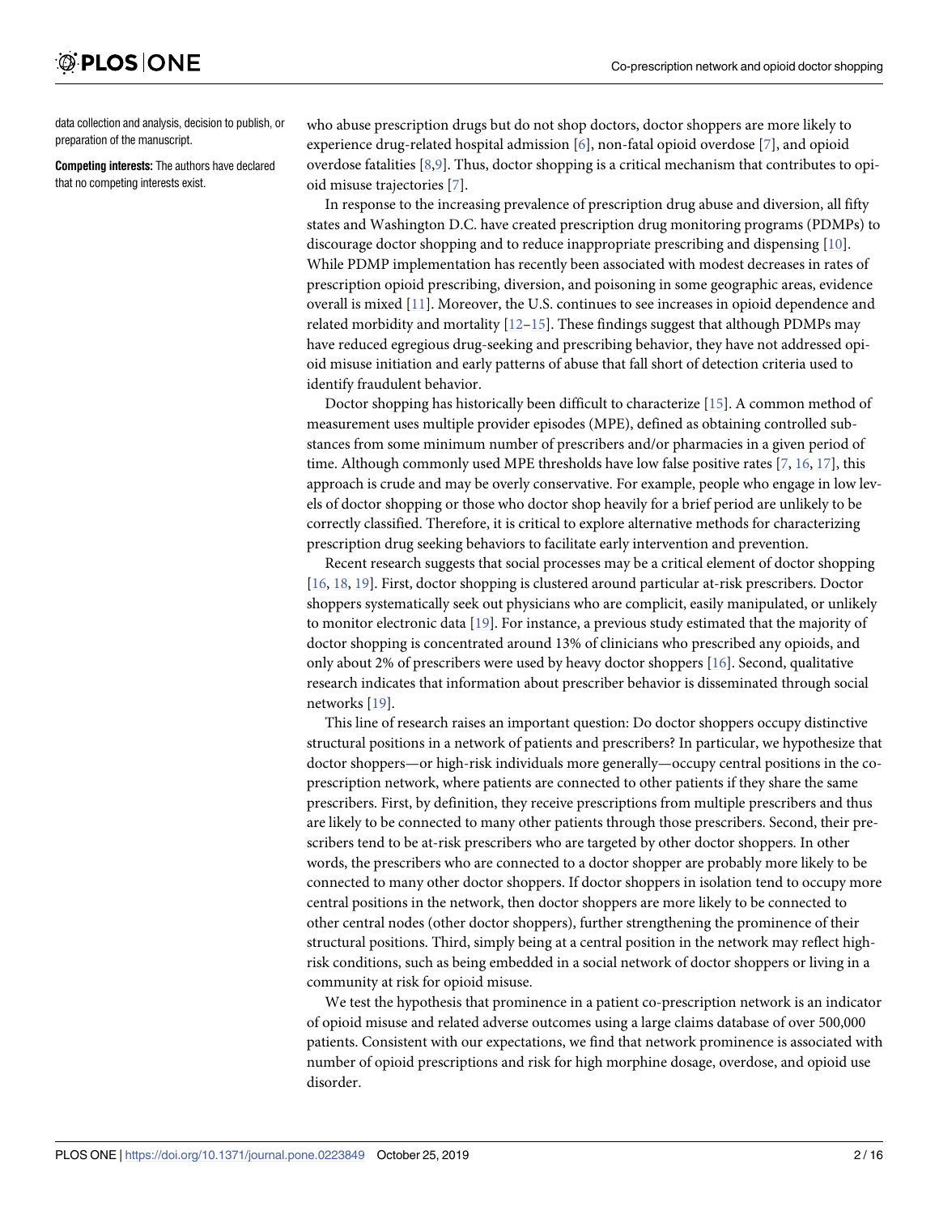data collection and analysis, decision to publish, or preparation of the manuscript.

**Competing interests:** The authors have declared that no competing interests exist.

who abuse prescription drugs but do not shop doctors, doctor shoppers are more likely to experience drug-related hospital admission [6], non-fatal opioid overdose [7], and opioid overdose fatalities [8,9]. Thus, doctor shopping is a critical mechanism that contributes to opioid misuse trajectories [7].

In response to the increasing prevalence of prescription drug abuse and diversion, all fifty states and Washington D.C. have created prescription drug monitoring programs (PDMPs) to discourage doctor shopping and to reduce inappropriate prescribing and dispensing [10]. While PDMP implementation has recently been associated with modest decreases in rates of prescription opioid prescribing, diversion, and poisoning in some geographic areas, evidence overall is mixed [11]. Moreover, the U.S. continues to see increases in opioid dependence and related morbidity and mortality [12–15]. These findings suggest that although PDMPs may have reduced egregious drug-seeking and prescribing behavior, they have not addressed opioid misuse initiation and early patterns of abuse that fall short of detection criteria used to identify fraudulent behavior.

Doctor shopping has historically been difficult to characterize [15]. A common method of measurement uses multiple provider episodes (MPE), defined as obtaining controlled substances from some minimum number of prescribers and/or pharmacies in a given period of time. Although commonly used MPE thresholds have low false positive rates [7, 16, 17], this approach is crude and may be overly conservative. For example, people who engage in low levels of doctor shopping or those who doctor shop heavily for a brief period are unlikely to be correctly classified. Therefore, it is critical to explore alternative methods for characterizing prescription drug seeking behaviors to facilitate early intervention and prevention.

Recent research suggests that social processes may be a critical element of doctor shopping [16, 18, 19]. First, doctor shopping is clustered around particular at-risk prescribers. Doctor shoppers systematically seek out physicians who are complicit, easily manipulated, or unlikely to monitor electronic data [19]. For instance, a previous study estimated that the majority of doctor shopping is concentrated around 13% of clinicians who prescribed any opioids, and only about 2% of prescribers were used by heavy doctor shoppers [16]. Second, qualitative research indicates that information about prescriber behavior is disseminated through social networks [19].

This line of research raises an important question: Do doctor shoppers occupy distinctive structural positions in a network of patients and prescribers? In particular, we hypothesize that doctor shoppers—or high-risk individuals more generally—occupy central positions in the co-prescription network, where patients are connected to other patients if they share the same prescribers. First, by definition, they receive prescriptions from multiple prescribers and thus are likely to be connected to many other patients through those prescribers. Second, their prescribers tend to be at-risk prescribers who are targeted by other doctor shoppers. In other words, the prescribers who are connected to a doctor shopper are probably more likely to be connected to many other doctor shoppers. If doctor shoppers in isolation tend to occupy more central positions in the network, then doctor shoppers are more likely to be connected to other central nodes (other doctor shoppers), further strengthening the prominence of their structural positions. Third, simply being at a central position in the network may reflect high-risk conditions, such as being embedded in a social network of doctor shoppers or living in a community at risk for opioid misuse.

We test the hypothesis that prominence in a patient co-prescription network is an indicator of opioid misuse and related adverse outcomes using a large claims database of over 500,000 patients. Consistent with our expectations, we find that network prominence is associated with number of opioid prescriptions and risk for high morphine dosage, overdose, and opioid use disorder.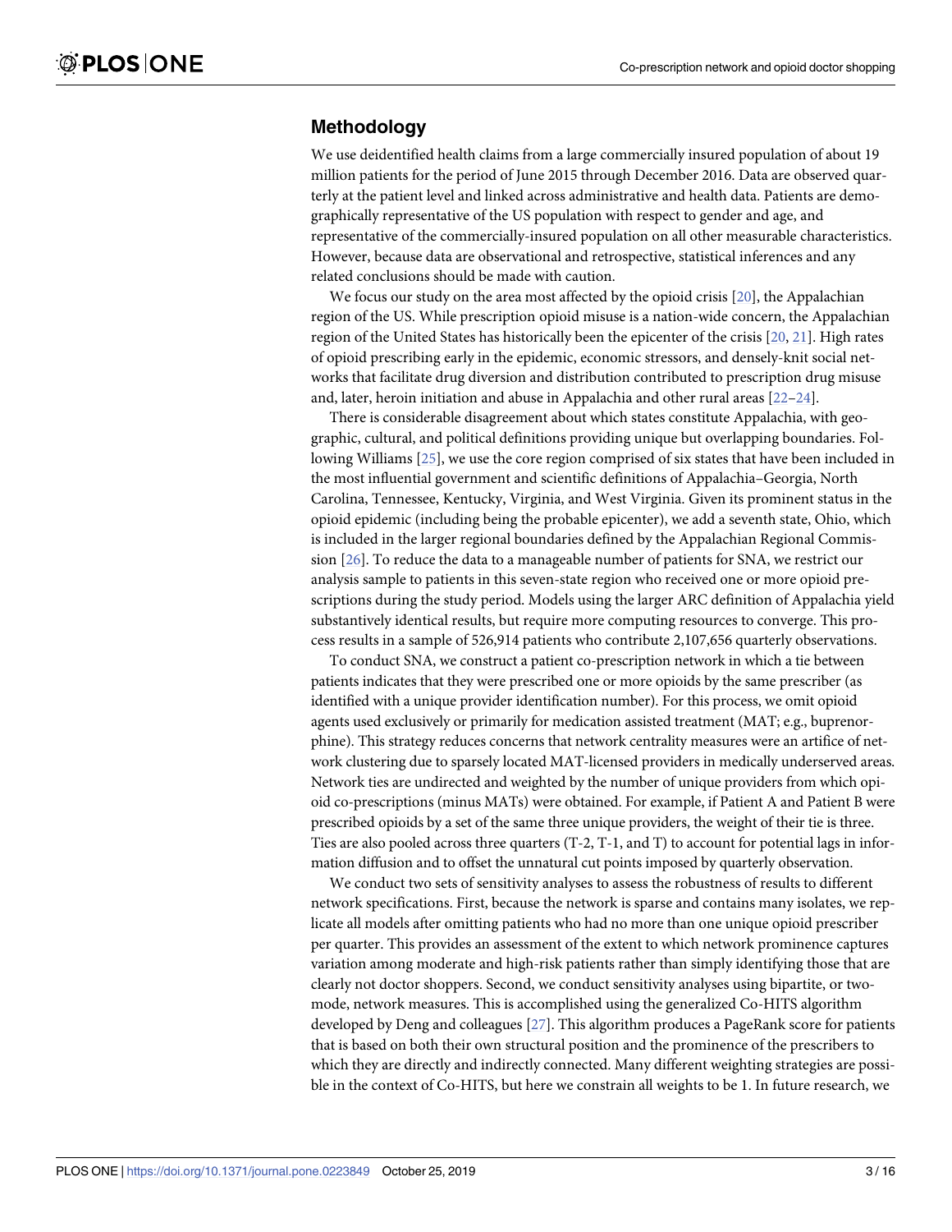## Methodology

We use deidentified health claims from a large commercially insured population of about 19 million patients for the period of June 2015 through December 2016. Data are observed quarterly at the patient level and linked across administrative and health data. Patients are demographically representative of the US population with respect to gender and age, and representative of the commercially-insured population on all other measurable characteristics. However, because data are observational and retrospective, statistical inferences and any related conclusions should be made with caution.

We focus our study on the area most affected by the opioid crisis [20], the Appalachian region of the US. While prescription opioid misuse is a nation-wide concern, the Appalachian region of the United States has historically been the epicenter of the crisis [20, 21]. High rates of opioid prescribing early in the epidemic, economic stressors, and densely-knit social networks that facilitate drug diversion and distribution contributed to prescription drug misuse and, later, heroin initiation and abuse in Appalachia and other rural areas [22–24].

There is considerable disagreement about which states constitute Appalachia, with geographic, cultural, and political definitions providing unique but overlapping boundaries. Following Williams [25], we use the core region comprised of six states that have been included in the most influential government and scientific definitions of Appalachia–Georgia, North Carolina, Tennessee, Kentucky, Virginia, and West Virginia. Given its prominent status in the opioid epidemic (including being the probable epicenter), we add a seventh state, Ohio, which is included in the larger regional boundaries defined by the Appalachian Regional Commission [26]. To reduce the data to a manageable number of patients for SNA, we restrict our analysis sample to patients in this seven-state region who received one or more opioid prescriptions during the study period. Models using the larger ARC definition of Appalachia yield substantively identical results, but require more computing resources to converge. This process results in a sample of 526,914 patients who contribute 2,107,656 quarterly observations.

To conduct SNA, we construct a patient co-prescription network in which a tie between patients indicates that they were prescribed one or more opioids by the same prescriber (as identified with a unique provider identification number). For this process, we omit opioid agents used exclusively or primarily for medication assisted treatment (MAT; e.g., buprenorphine). This strategy reduces concerns that network centrality measures were an artifice of network clustering due to sparsely located MAT-licensed providers in medically underserved areas. Network ties are undirected and weighted by the number of unique providers from which opioid co-prescriptions (minus MATs) were obtained. For example, if Patient A and Patient B were prescribed opioids by a set of the same three unique providers, the weight of their tie is three. Ties are also pooled across three quarters (T-2, T-1, and T) to account for potential lags in information diffusion and to offset the unnatural cut points imposed by quarterly observation.

We conduct two sets of sensitivity analyses to assess the robustness of results to different network specifications. First, because the network is sparse and contains many isolates, we replicate all models after omitting patients who had no more than one unique opioid prescriber per quarter. This provides an assessment of the extent to which network prominence captures variation among moderate and high-risk patients rather than simply identifying those that are clearly not doctor shoppers. Second, we conduct sensitivity analyses using bipartite, or two-mode, network measures. This is accomplished using the generalized Co-HITS algorithm developed by Deng and colleagues [27]. This algorithm produces a PageRank score for patients that is based on both their own structural position and the prominence of the prescribers to which they are directly and indirectly connected. Many different weighting strategies are possible in the context of Co-HITS, but here we constrain all weights to be 1. In future research, we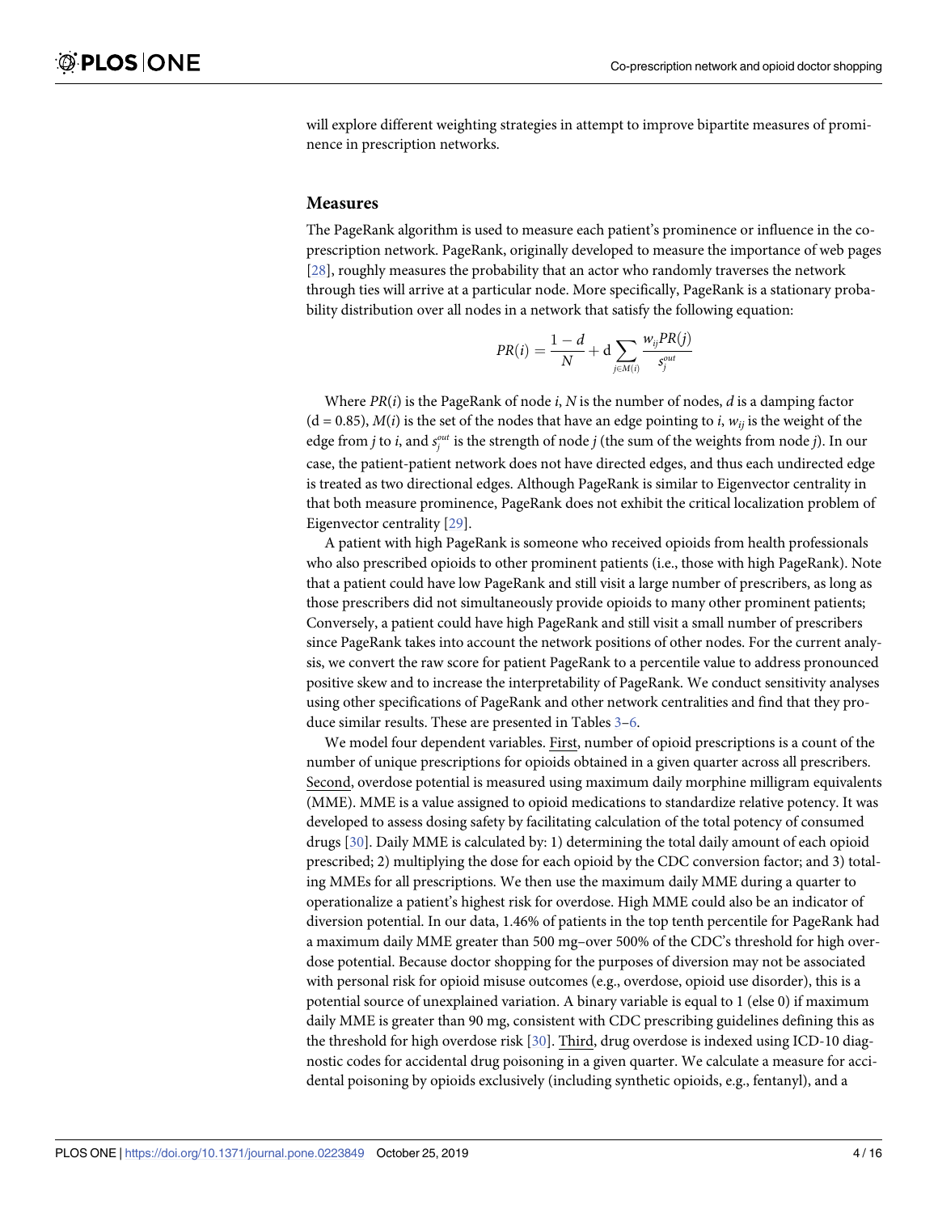will explore different weighting strategies in attempt to improve bipartite measures of prominence in prescription networks.

## Measures

The PageRank algorithm is used to measure each patient's prominence or influence in the co-prescription network. PageRank, originally developed to measure the importance of web pages [28], roughly measures the probability that an actor who randomly traverses the network through ties will arrive at a particular node. More specifically, PageRank is a stationary probability distribution over all nodes in a network that satisfy the following equation:

$$PR(i) = \frac{1-d}{N} + \mathrm{d} \sum_{j \in M(i)} \frac{w_{ij} PR(j)}{s_j^{out}}$$

Where $PR(i)$ is the PageRank of node $i$, $N$ is the number of nodes, $d$ is a damping factor ($d = 0.85$), $M(i)$ is the set of the nodes that have an edge pointing to $i$, $w_{ij}$ is the weight of the edge from $j$ to $i$, and $s_j^{out}$ is the strength of node $j$ (the sum of the weights from node $j$). In our case, the patient-patient network does not have directed edges, and thus each undirected edge is treated as two directional edges. Although PageRank is similar to Eigenvector centrality in that both measure prominence, PageRank does not exhibit the critical localization problem of Eigenvector centrality [29].

A patient with high PageRank is someone who received opioids from health professionals who also prescribed opioids to other prominent patients (i.e., those with high PageRank). Note that a patient could have low PageRank and still visit a large number of prescribers, as long as those prescribers did not simultaneously provide opioids to many other prominent patients; Conversely, a patient could have high PageRank and still visit a small number of prescribers since PageRank takes into account the network positions of other nodes. For the current analysis, we convert the raw score for patient PageRank to a percentile value to address pronounced positive skew and to increase the interpretability of PageRank. We conduct sensitivity analyses using other specifications of PageRank and other network centralities and find that they produce similar results. These are presented in Tables 3–6.

We model four dependent variables. First, number of opioid prescriptions is a count of the number of unique prescriptions for opioids obtained in a given quarter across all prescribers. Second, overdose potential is measured using maximum daily morphine milligram equivalents (MME). MME is a value assigned to opioid medications to standardize relative potency. It was developed to assess dosing safety by facilitating calculation of the total potency of consumed drugs [30]. Daily MME is calculated by: 1) determining the total daily amount of each opioid prescribed; 2) multiplying the dose for each opioid by the CDC conversion factor; and 3) totaling MMEs for all prescriptions. We then use the maximum daily MME during a quarter to operationalize a patient's highest risk for overdose. High MME could also be an indicator of diversion potential. In our data, 1.46% of patients in the top tenth percentile for PageRank had a maximum daily MME greater than 500 mg–over 500% of the CDC's threshold for high overdose potential. Because doctor shopping for the purposes of diversion may not be associated with personal risk for opioid misuse outcomes (e.g., overdose, opioid use disorder), this is a potential source of unexplained variation. A binary variable is equal to 1 (else 0) if maximum daily MME is greater than 90 mg, consistent with CDC prescribing guidelines defining this as the threshold for high overdose risk [30]. Third, drug overdose is indexed using ICD-10 diagnostic codes for accidental drug poisoning in a given quarter. We calculate a measure for accidental poisoning by opioids exclusively (including synthetic opioids, e.g., fentanyl), and a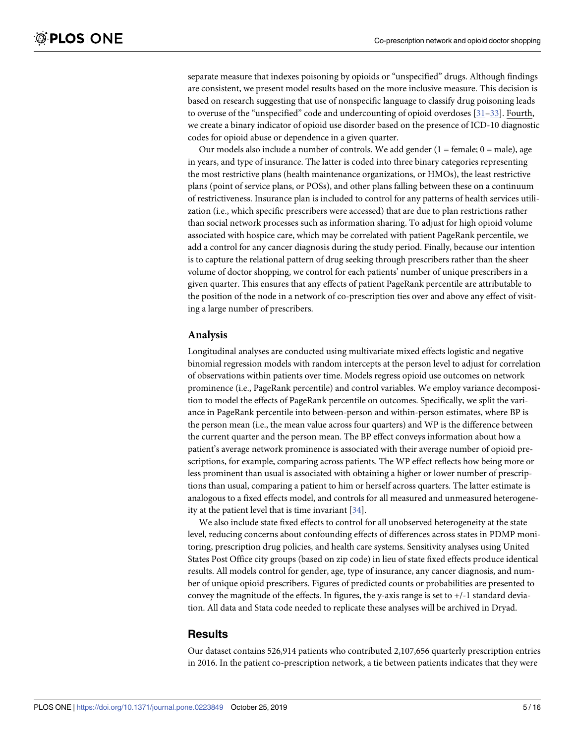separate measure that indexes poisoning by opioids or "unspecified" drugs. Although findings are consistent, we present model results based on the more inclusive measure. This decision is based on research suggesting that use of nonspecific language to classify drug poisoning leads to overuse of the "unspecified" code and undercounting of opioid overdoses [31–33]. Fourth, we create a binary indicator of opioid use disorder based on the presence of ICD-10 diagnostic codes for opioid abuse or dependence in a given quarter.

Our models also include a number of controls. We add gender (1 = female; 0 = male), age in years, and type of insurance. The latter is coded into three binary categories representing the most restrictive plans (health maintenance organizations, or HMOs), the least restrictive plans (point of service plans, or POSs), and other plans falling between these on a continuum of restrictiveness. Insurance plan is included to control for any patterns of health services utilization (i.e., which specific prescribers were accessed) that are due to plan restrictions rather than social network processes such as information sharing. To adjust for high opioid volume associated with hospice care, which may be correlated with patient PageRank percentile, we add a control for any cancer diagnosis during the study period. Finally, because our intention is to capture the relational pattern of drug seeking through prescribers rather than the sheer volume of doctor shopping, we control for each patients' number of unique prescribers in a given quarter. This ensures that any effects of patient PageRank percentile are attributable to the position of the node in a network of co-prescription ties over and above any effect of visiting a large number of prescribers.

## Analysis

Longitudinal analyses are conducted using multivariate mixed effects logistic and negative binomial regression models with random intercepts at the person level to adjust for correlation of observations within patients over time. Models regress opioid use outcomes on network prominence (i.e., PageRank percentile) and control variables. We employ variance decomposition to model the effects of PageRank percentile on outcomes. Specifically, we split the variance in PageRank percentile into between-person and within-person estimates, where BP is the person mean (i.e., the mean value across four quarters) and WP is the difference between the current quarter and the person mean. The BP effect conveys information about how a patient's average network prominence is associated with their average number of opioid prescriptions, for example, comparing across patients. The WP effect reflects how being more or less prominent than usual is associated with obtaining a higher or lower number of prescriptions than usual, comparing a patient to him or herself across quarters. The latter estimate is analogous to a fixed effects model, and controls for all measured and unmeasured heterogeneity at the patient level that is time invariant [34].

We also include state fixed effects to control for all unobserved heterogeneity at the state level, reducing concerns about confounding effects of differences across states in PDMP monitoring, prescription drug policies, and health care systems. Sensitivity analyses using United States Post Office city groups (based on zip code) in lieu of state fixed effects produce identical results. All models control for gender, age, type of insurance, any cancer diagnosis, and number of unique opioid prescribers. Figures of predicted counts or probabilities are presented to convey the magnitude of the effects. In figures, the y-axis range is set to +/-1 standard deviation. All data and Stata code needed to replicate these analyses will be archived in Dryad.

# Results

Our dataset contains 526,914 patients who contributed 2,107,656 quarterly prescription entries in 2016. In the patient co-prescription network, a tie between patients indicates that they were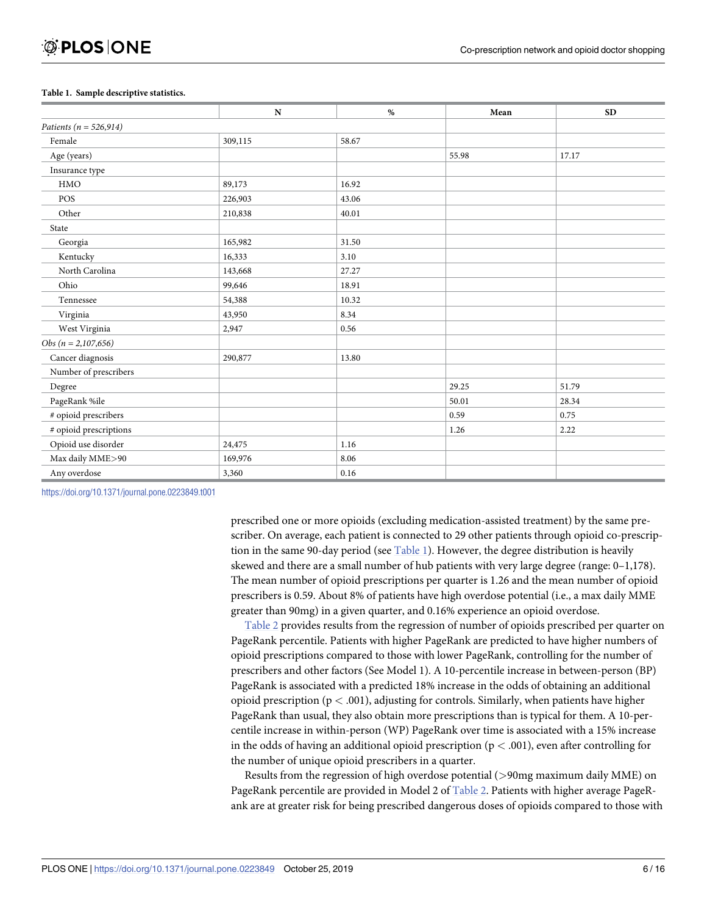**Table 1. Sample descriptive statistics.**

| | N | % | Mean | SD |
|---|---|---|---|---|
| *Patients (n = 526,914)* | | | | |
| Female | 309,115 | 58.67 | | |
| Age (years) | | | 55.98 | 17.17 |
| Insurance type | | | | |
| HMO | 89,173 | 16.92 | | |
| POS | 226,903 | 43.06 | | |
| Other | 210,838 | 40.01 | | |
| State | | | | |
| Georgia | 165,982 | 31.50 | | |
| Kentucky | 16,333 | 3.10 | | |
| North Carolina | 143,668 | 27.27 | | |
| Ohio | 99,646 | 18.91 | | |
| Tennessee | 54,388 | 10.32 | | |
| Virginia | 43,950 | 8.34 | | |
| West Virginia | 2,947 | 0.56 | | |
| *Obs (n = 2,107,656)* | | | | |
| Cancer diagnosis | 290,877 | 13.80 | | |
| Number of prescribers | | | | |
| Degree | | | 29.25 | 51.79 |
| PageRank %ile | | | 50.01 | 28.34 |
| # opioid prescribers | | | 0.59 | 0.75 |
| # opioid prescriptions | | | 1.26 | 2.22 |
| Opioid use disorder | 24,475 | 1.16 | | |
| Max daily MME>90 | 169,976 | 8.06 | | |
| Any overdose | 3,360 | 0.16 | | |

https://doi.org/10.1371/journal.pone.0223849.t001

prescribed one or more opioids (excluding medication-assisted treatment) by the same prescriber. On average, each patient is connected to 29 other patients through opioid co-prescription in the same 90-day period (see Table 1). However, the degree distribution is heavily skewed and there are a small number of hub patients with very large degree (range: 0–1,178). The mean number of opioid prescriptions per quarter is 1.26 and the mean number of opioid prescribers is 0.59. About 8% of patients have high overdose potential (i.e., a max daily MME greater than 90mg) in a given quarter, and 0.16% experience an opioid overdose.

Table 2 provides results from the regression of number of opioids prescribed per quarter on PageRank percentile. Patients with higher PageRank are predicted to have higher numbers of opioid prescriptions compared to those with lower PageRank, controlling for the number of prescribers and other factors (See Model 1). A 10-percentile increase in between-person (BP) PageRank is associated with a predicted 18% increase in the odds of obtaining an additional opioid prescription ($p < .001$), adjusting for controls. Similarly, when patients have higher PageRank than usual, they also obtain more prescriptions than is typical for them. A 10-percentile increase in within-person (WP) PageRank over time is associated with a 15% increase in the odds of having an additional opioid prescription ($p < .001$), even after controlling for the number of unique opioid prescribers in a quarter.

Results from the regression of high overdose potential (>90mg maximum daily MME) on PageRank percentile are provided in Model 2 of Table 2. Patients with higher average PageRank are at greater risk for being prescribed dangerous doses of opioids compared to those with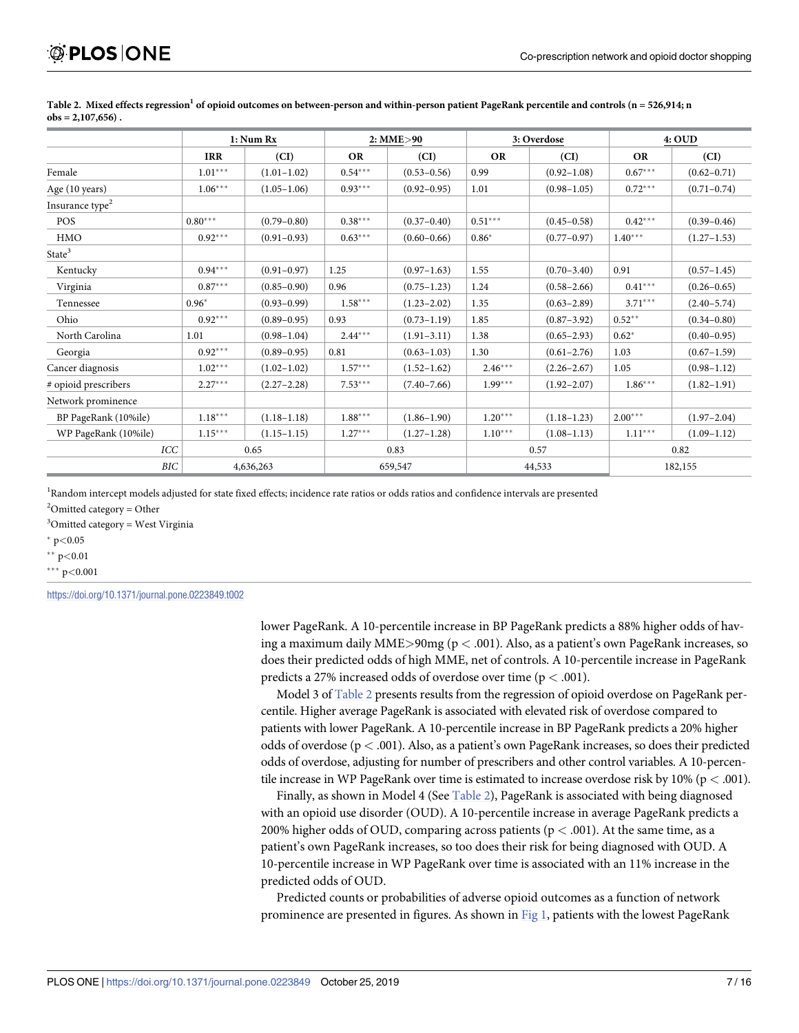**Table 2. Mixed effects regression[1] of opioid outcomes on between-person and within-person patient PageRank percentile and controls (n = 526,914; n obs = 2,107,656) .**

| | 1: Num Rx | | 2: MME>90 | | 3: Overdose | | 4: OUD | |
|---|---|---|---|---|---|---|---|---|
| | IRR | (CI) | OR | (CI) | OR | (CI) | OR | (CI) |
| Female | 1.01*** | (1.01–1.02) | 0.54*** | (0.53–0.56) | 0.99 | (0.92–1.08) | 0.67*** | (0.62–0.71) |
| Age (10 years) | 1.06*** | (1.05–1.06) | 0.93*** | (0.92–0.95) | 1.01 | (0.98–1.05) | 0.72*** | (0.71–0.74) |
| Insurance type[2] | | | | | | | | |
| POS | 0.80*** | (0.79–0.80) | 0.38*** | (0.37–0.40) | 0.51*** | (0.45–0.58) | 0.42*** | (0.39–0.46) |
| HMO | 0.92*** | (0.91–0.93) | 0.63*** | (0.60–0.66) | 0.86* | (0.77–0.97) | 1.40*** | (1.27–1.53) |
| State[3] | | | | | | | | |
| Kentucky | 0.94*** | (0.91–0.97) | 1.25 | (0.97–1.63) | 1.55 | (0.70–3.40) | 0.91 | (0.57–1.45) |
| Virginia | 0.87*** | (0.85–0.90) | 0.96 | (0.75–1.23) | 1.24 | (0.58–2.66) | 0.41*** | (0.26–0.65) |
| Tennessee | 0.96* | (0.93–0.99) | 1.58*** | (1.23–2.02) | 1.35 | (0.63–2.89) | 3.71*** | (2.40–5.74) |
| Ohio | 0.92*** | (0.89–0.95) | 0.93 | (0.73–1.19) | 1.85 | (0.87–3.92) | 0.52** | (0.34–0.80) |
| North Carolina | 1.01 | (0.98–1.04) | 2.44*** | (1.91–3.11) | 1.38 | (0.65–2.93) | 0.62* | (0.40–0.95) |
| Georgia | 0.92*** | (0.89–0.95) | 0.81 | (0.63–1.03) | 1.30 | (0.61–2.76) | 1.03 | (0.67–1.59) |
| Cancer diagnosis | 1.02*** | (1.02–1.02) | 1.57*** | (1.52–1.62) | 2.46*** | (2.26–2.67) | 1.05 | (0.98–1.12) |
| # opioid prescribers | 2.27*** | (2.27–2.28) | 7.53*** | (7.40–7.66) | 1.99*** | (1.92–2.07) | 1.86*** | (1.82–1.91) |
| Network prominence | | | | | | | | |
| BP PageRank (10%ile) | 1.18*** | (1.18–1.18) | 1.88*** | (1.86–1.90) | 1.20*** | (1.18–1.23) | 2.00*** | (1.97–2.04) |
| WP PageRank (10%ile) | 1.15*** | (1.15–1.15) | 1.27*** | (1.27–1.28) | 1.10*** | (1.08–1.13) | 1.11*** | (1.09–1.12) |
| *ICC* | 0.65 | | 0.83 | | 0.57 | | 0.82 | |
| *BIC* | 4,636,263 | | 659,547 | | 44,533 | | 182,155 | |

[1]Random intercept models adjusted for state fixed effects; incidence rate ratios or odds ratios and confidence intervals are presented

[2]Omitted category = Other

[3]Omitted category = West Virginia

\* $p<0.05$

\*\* $p<0.01$

\*\*\* $p<0.001$

https://doi.org/10.1371/journal.pone.0223849.t002

lower PageRank. A 10-percentile increase in BP PageRank predicts a 88% higher odds of having a maximum daily MME>90mg ($p < .001$). Also, as a patient's own PageRank increases, so does their predicted odds of high MME, net of controls. A 10-percentile increase in PageRank predicts a 27% increased odds of overdose over time ($p < .001$).

Model 3 of Table 2 presents results from the regression of opioid overdose on PageRank percentile. Higher average PageRank is associated with elevated risk of overdose compared to patients with lower PageRank. A 10-percentile increase in BP PageRank predicts a 20% higher odds of overdose ($p < .001$). Also, as a patient's own PageRank increases, so does their predicted odds of overdose, adjusting for number of prescribers and other control variables. A 10-percentile increase in WP PageRank over time is estimated to increase overdose risk by 10% ($p < .001$).

Finally, as shown in Model 4 (See Table 2), PageRank is associated with being diagnosed with an opioid use disorder (OUD). A 10-percentile increase in average PageRank predicts a 200% higher odds of OUD, comparing across patients ($p < .001$). At the same time, as a patient's own PageRank increases, so too does their risk for being diagnosed with OUD. A 10-percentile increase in WP PageRank over time is associated with an 11% increase in the predicted odds of OUD.

Predicted counts or probabilities of adverse opioid outcomes as a function of network prominence are presented in figures. As shown in Fig 1, patients with the lowest PageRank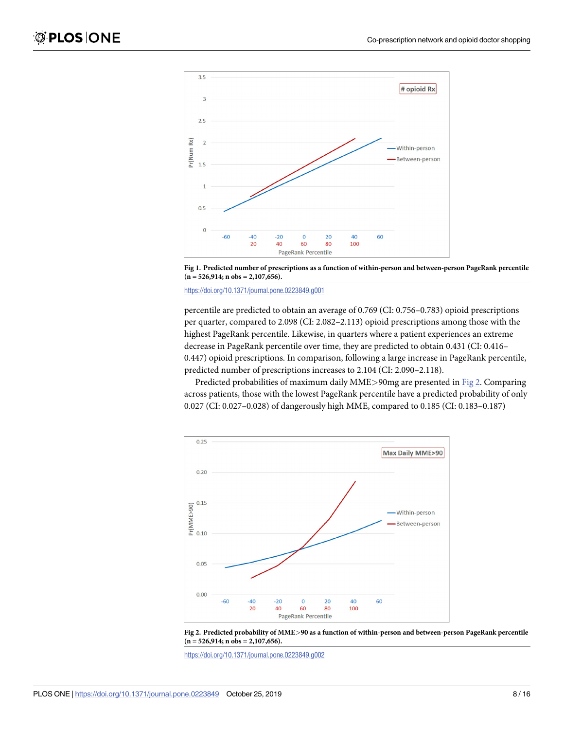Fig 1. Predicted number of prescriptions as a function of within-person and between-person PageRank percentile (n = 526,914; n obs = 2,107,656).

https://doi.org/10.1371/journal.pone.0223849.g001

percentile are predicted to obtain an average of 0.769 (CI: 0.756–0.783) opioid prescriptions per quarter, compared to 2.098 (CI: 2.082–2.113) opioid prescriptions among those with the highest PageRank percentile. Likewise, in quarters where a patient experiences an extreme decrease in PageRank percentile over time, they are predicted to obtain 0.431 (CI: 0.416–0.447) opioid prescriptions. In comparison, following a large increase in PageRank percentile, predicted number of prescriptions increases to 2.104 (CI: 2.090–2.118).

Predicted probabilities of maximum daily MME>90mg are presented in Fig 2. Comparing across patients, those with the lowest PageRank percentile have a predicted probability of only 0.027 (CI: 0.027–0.028) of dangerously high MME, compared to 0.185 (CI: 0.183–0.187)

Fig 2. Predicted probability of MME>90 as a function of within-person and between-person PageRank percentile (n = 526,914; n obs = 2,107,656).

https://doi.org/10.1371/journal.pone.0223849.g002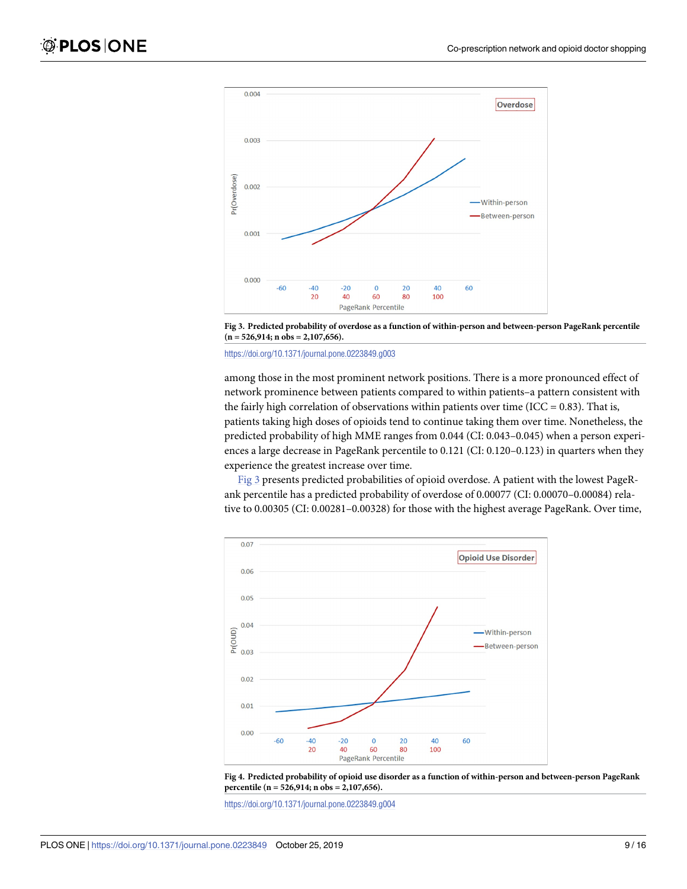Fig 3. Predicted probability of overdose as a function of within-person and between-person PageRank percentile (n = 526,914; n obs = 2,107,656).

https://doi.org/10.1371/journal.pone.0223849.g003

among those in the most prominent network positions. There is a more pronounced effect of network prominence between patients compared to within patients–a pattern consistent with the fairly high correlation of observations within patients over time (ICC = 0.83). That is, patients taking high doses of opioids tend to continue taking them over time. Nonetheless, the predicted probability of high MME ranges from 0.044 (CI: 0.043–0.045) when a person experiences a large decrease in PageRank percentile to 0.121 (CI: 0.120–0.123) in quarters when they experience the greatest increase over time.

Fig 3 presents predicted probabilities of opioid overdose. A patient with the lowest PageRank percentile has a predicted probability of overdose of 0.00077 (CI: 0.00070–0.00084) relative to 0.00305 (CI: 0.00281–0.00328) for those with the highest average PageRank. Over time,

Fig 4. Predicted probability of opioid use disorder as a function of within-person and between-person PageRank percentile (n = 526,914; n obs = 2,107,656).

https://doi.org/10.1371/journal.pone.0223849.g004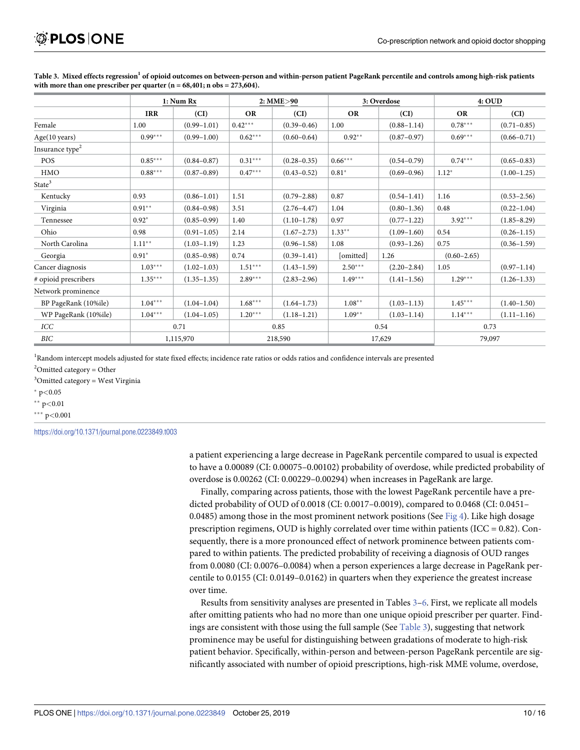**Table 3. Mixed effects regression[1] of opioid outcomes on between-person and within-person patient PageRank percentile and controls among high-risk patients with more than one prescriber per quarter (n = 68,401; n obs = 273,604).**

| | 1: Num Rx | | 2: MME>90 | | 3: Overdose | | 4: OUD | |
|---|---|---|---|---|---|---|---|---|
| | IRR | (CI) | OR | (CI) | OR | (CI) | OR | (CI) |
| Female | 1.00 | (0.99–1.01) | 0.42*** | (0.39–0.46) | 1.00 | (0.88–1.14) | 0.78*** | (0.71–0.85) |
| Age(10 years) | 0.99*** | (0.99–1.00) | 0.62*** | (0.60–0.64) | 0.92** | (0.87–0.97) | 0.69*** | (0.66–0.71) |
| Insurance type[2] | | | | | | | | |
| POS | 0.85*** | (0.84–0.87) | 0.31*** | (0.28–0.35) | 0.66*** | (0.54–0.79) | 0.74*** | (0.65–0.83) |
| HMO | 0.88*** | (0.87–0.89) | 0.47*** | (0.43–0.52) | 0.81* | (0.69–0.96) | 1.12* | (1.00–1.25) |
| State[3] | | | | | | | | |
| Kentucky | 0.93 | (0.86–1.01) | 1.51 | (0.79–2.88) | 0.87 | (0.54–1.41) | 1.16 | (0.53–2.56) |
| Virginia | 0.91** | (0.84–0.98) | 3.51 | (2.76–4.47) | 1.04 | (0.80–1.36) | 0.48 | (0.22–1.04) |
| Tennessee | 0.92* | (0.85–0.99) | 1.40 | (1.10–1.78) | 0.97 | (0.77–1.22) | 3.92*** | (1.85–8.29) |
| Ohio | 0.98 | (0.91–1.05) | 2.14 | (1.67–2.73) | 1.33** | (1.09–1.60) | 0.54 | (0.26–1.15) |
| North Carolina | 1.11** | (1.03–1.19) | 1.23 | (0.96–1.58) | 1.08 | (0.93–1.26) | 0.75 | (0.36–1.59) |
| Georgia | 0.91* | (0.85–0.98) | 0.74 | (0.39–1.41) | [omitted] | 1.26 | (0.60–2.65) | |
| Cancer diagnosis | 1.03*** | (1.02–1.03) | 1.51*** | (1.43–1.59) | 2.50*** | (2.20–2.84) | 1.05 | (0.97–1.14) |
| # opioid prescribers | 1.35*** | (1.35–1.35) | 2.89*** | (2.83–2.96) | 1.49*** | (1.41–1.56) | 1.29*** | (1.26–1.33) |
| Network prominence | | | | | | | | |
| BP PageRank (10%ile) | 1.04*** | (1.04–1.04) | 1.68*** | (1.64–1.73) | 1.08** | (1.03–1.13) | 1.45*** | (1.40–1.50) |
| WP PageRank (10%ile) | 1.04*** | (1.04–1.05) | 1.20*** | (1.18–1.21) | 1.09** | (1.03–1.14) | 1.14*** | (1.11–1.16) |
| *ICC* | 0.71 | | 0.85 | | 0.54 | | 0.73 | |
| *BIC* | 1,115,970 | | 218,590 | | 17,629 | | 79,097 | |

[1]Random intercept models adjusted for state fixed effects; incidence rate ratios or odds ratios and confidence intervals are presented

[2]Omitted category = Other

[3]Omitted category = West Virginia

* p<0.05

** p<0.01

*** p<0.001

https://doi.org/10.1371/journal.pone.0223849.t003

a patient experiencing a large decrease in PageRank percentile compared to usual is expected to have a 0.00089 (CI: 0.00075–0.00102) probability of overdose, while predicted probability of overdose is 0.00262 (CI: 0.00229–0.00294) when increases in PageRank are large.

Finally, comparing across patients, those with the lowest PageRank percentile have a predicted probability of OUD of 0.0018 (CI: 0.0017–0.0019), compared to 0.0468 (CI: 0.0451–0.0485) among those in the most prominent network positions (See Fig 4). Like high dosage prescription regimens, OUD is highly correlated over time within patients (ICC = 0.82). Consequently, there is a more pronounced effect of network prominence between patients compared to within patients. The predicted probability of receiving a diagnosis of OUD ranges from 0.0080 (CI: 0.0076–0.0084) when a person experiences a large decrease in PageRank percentile to 0.0155 (CI: 0.0149–0.0162) in quarters when they experience the greatest increase over time.

Results from sensitivity analyses are presented in Tables 3–6. First, we replicate all models after omitting patients who had no more than one unique opioid prescriber per quarter. Findings are consistent with those using the full sample (See Table 3), suggesting that network prominence may be useful for distinguishing between gradations of moderate to high-risk patient behavior. Specifically, within-person and between-person PageRank percentile are significantly associated with number of opioid prescriptions, high-risk MME volume, overdose,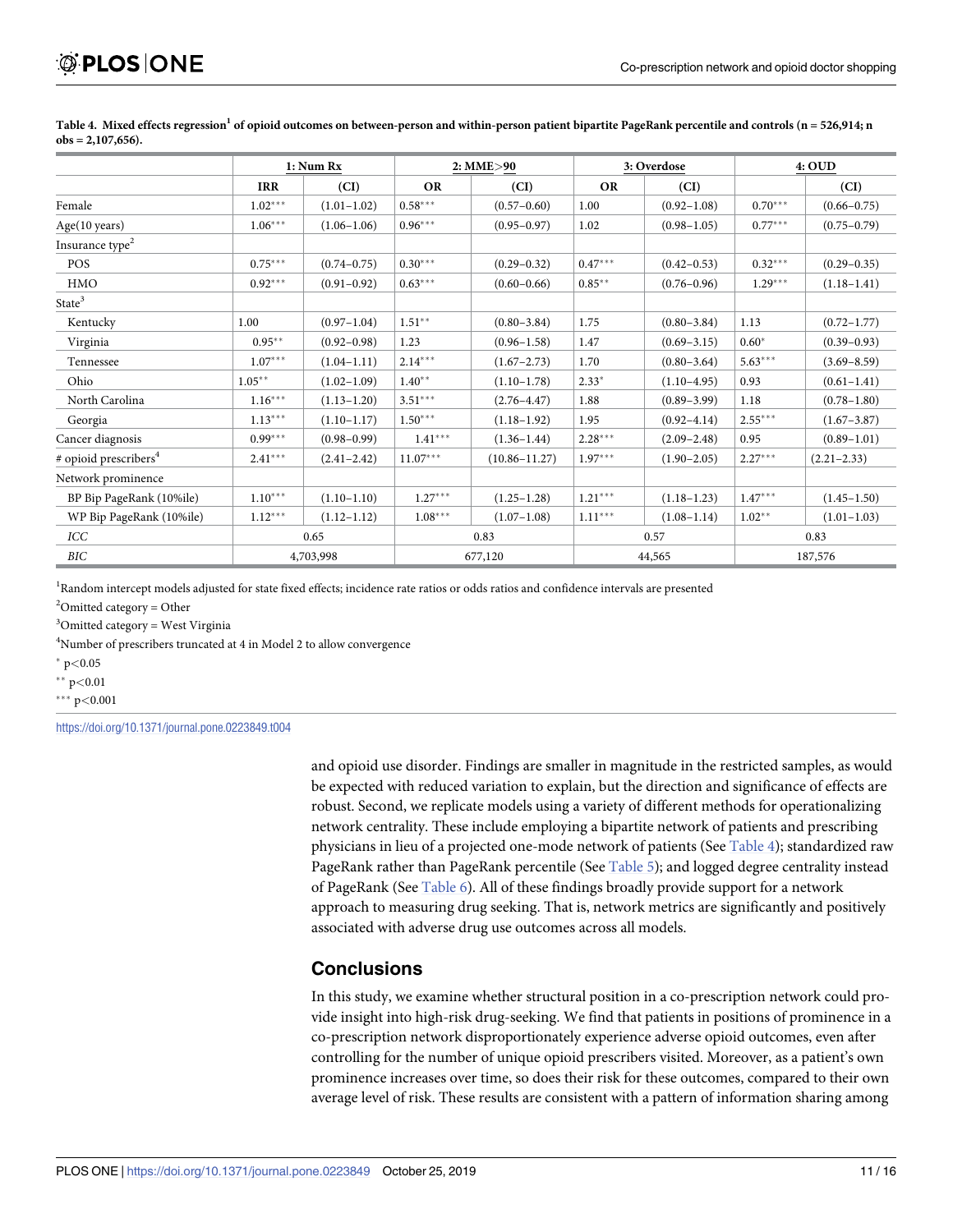**Table 4. Mixed effects regression[1] of opioid outcomes on between-person and within-person patient bipartite PageRank percentile and controls (n = 526,914; n obs = 2,107,656).**

| | 1: Num Rx | | 2: MME>90 | | 3: Overdose | | 4: OUD | |
|---|---|---|---|---|---|---|---|---|
| | IRR | (CI) | OR | (CI) | OR | (CI) | | (CI) |
| Female | 1.02*** | (1.01–1.02) | 0.58*** | (0.57–0.60) | 1.00 | (0.92–1.08) | 0.70*** | (0.66–0.75) |
| Age(10 years) | 1.06*** | (1.06–1.06) | 0.96*** | (0.95–0.97) | 1.02 | (0.98–1.05) | 0.77*** | (0.75–0.79) |
| Insurance type[2] | | | | | | | | |
| POS | 0.75*** | (0.74–0.75) | 0.30*** | (0.29–0.32) | 0.47*** | (0.42–0.53) | 0.32*** | (0.29–0.35) |
| HMO | 0.92*** | (0.91–0.92) | 0.63*** | (0.60–0.66) | 0.85** | (0.76–0.96) | 1.29*** | (1.18–1.41) |
| State[3] | | | | | | | | |
| Kentucky | 1.00 | (0.97–1.04) | 1.51** | (0.80–3.84) | 1.75 | (0.80–3.84) | 1.13 | (0.72–1.77) |
| Virginia | 0.95** | (0.92–0.98) | 1.23 | (0.96–1.58) | 1.47 | (0.69–3.15) | 0.60* | (0.39–0.93) |
| Tennessee | 1.07*** | (1.04–1.11) | 2.14*** | (1.67–2.73) | 1.70 | (0.80–3.64) | 5.63*** | (3.69–8.59) |
| Ohio | 1.05** | (1.02–1.09) | 1.40** | (1.10–1.78) | 2.33* | (1.10–4.95) | 0.93 | (0.61–1.41) |
| North Carolina | 1.16*** | (1.13–1.20) | 3.51*** | (2.76–4.47) | 1.88 | (0.89–3.99) | 1.18 | (0.78–1.80) |
| Georgia | 1.13*** | (1.10–1.17) | 1.50*** | (1.18–1.92) | 1.95 | (0.92–4.14) | 2.55*** | (1.67–3.87) |
| Cancer diagnosis | 0.99*** | (0.98–0.99) | 1.41*** | (1.36–1.44) | 2.28*** | (2.09–2.48) | 0.95 | (0.89–1.01) |
| # opioid prescribers[4] | 2.41*** | (2.41–2.42) | 11.07*** | (10.86–11.27) | 1.97*** | (1.90–2.05) | 2.27*** | (2.21–2.33) |
| Network prominence | | | | | | | | |
| BP Bip PageRank (10%ile) | 1.10*** | (1.10–1.10) | 1.27*** | (1.25–1.28) | 1.21*** | (1.18–1.23) | 1.47*** | (1.45–1.50) |
| WP Bip PageRank (10%ile) | 1.12*** | (1.12–1.12) | 1.08*** | (1.07–1.08) | 1.11*** | (1.08–1.14) | 1.02** | (1.01–1.03) |
| *ICC* | 0.65 | | 0.83 | | 0.57 | | 0.83 | |
| *BIC* | 4,703,998 | | 677,120 | | 44,565 | | 187,576 | |

[1]Random intercept models adjusted for state fixed effects; incidence rate ratios or odds ratios and confidence intervals are presented

[2]Omitted category = Other

[3]Omitted category = West Virginia

[4]Number of prescribers truncated at 4 in Model 2 to allow convergence

\* p<0.05

\*\* p<0.01

\*\*\* p<0.001

https://doi.org/10.1371/journal.pone.0223849.t004

and opioid use disorder. Findings are smaller in magnitude in the restricted samples, as would be expected with reduced variation to explain, but the direction and significance of effects are robust. Second, we replicate models using a variety of different methods for operationalizing network centrality. These include employing a bipartite network of patients and prescribing physicians in lieu of a projected one-mode network of patients (See Table 4); standardized raw PageRank rather than PageRank percentile (See Table 5); and logged degree centrality instead of PageRank (See Table 6). All of these findings broadly provide support for a network approach to measuring drug seeking. That is, network metrics are significantly and positively associated with adverse drug use outcomes across all models.

## Conclusions

In this study, we examine whether structural position in a co-prescription network could provide insight into high-risk drug-seeking. We find that patients in positions of prominence in a co-prescription network disproportionately experience adverse opioid outcomes, even after controlling for the number of unique opioid prescribers visited. Moreover, as a patient's own prominence increases over time, so does their risk for these outcomes, compared to their own average level of risk. These results are consistent with a pattern of information sharing among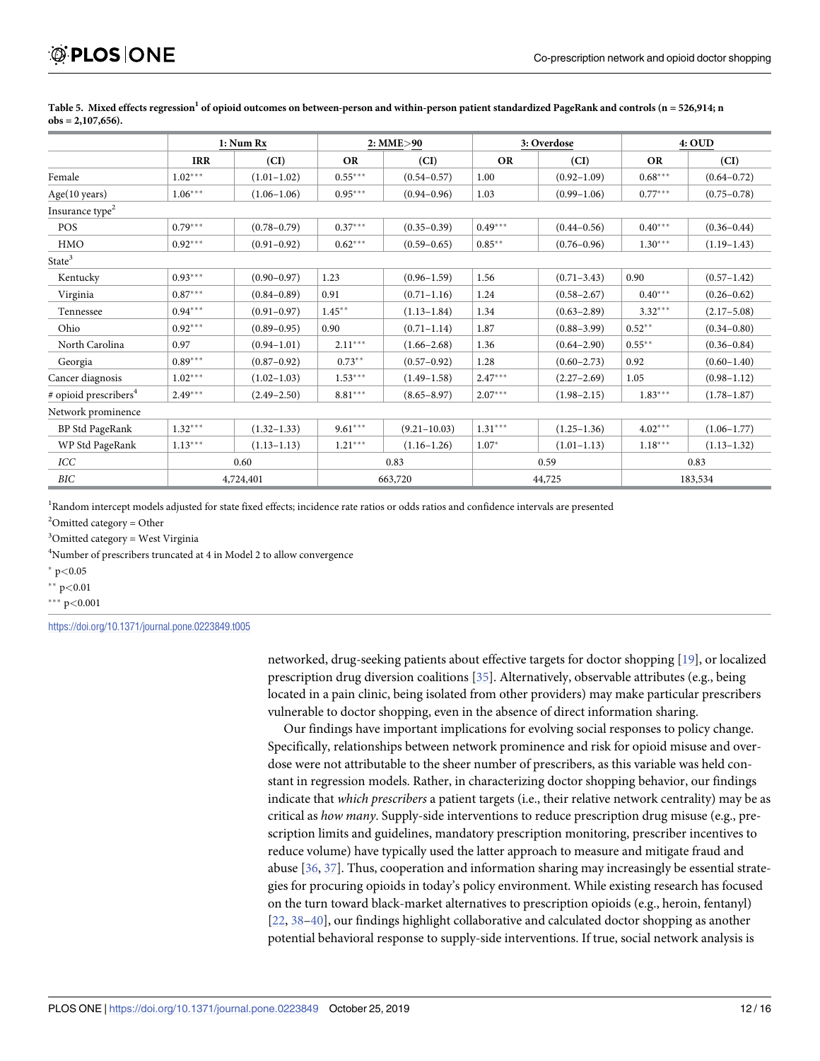**Table 5. Mixed effects regression[1] of opioid outcomes on between-person and within-person patient standardized PageRank and controls (n = 526,914; n obs = 2,107,656).**

| | 1: Num Rx | | 2: MME>90 | | 3: Overdose | | 4: OUD | |
|---|---|---|---|---|---|---|---|---|
| | **IRR** | **(CI)** | **OR** | **(CI)** | **OR** | **(CI)** | **OR** | **(CI)** |
| Female | 1.02*** | (1.01–1.02) | 0.55*** | (0.54–0.57) | 1.00 | (0.92–1.09) | 0.68*** | (0.64–0.72) |
| Age(10 years) | 1.06*** | (1.06–1.06) | 0.95*** | (0.94–0.96) | 1.03 | (0.99–1.06) | 0.77*** | (0.75–0.78) |
| Insurance type[2] | | | | | | | | |
| POS | 0.79*** | (0.78–0.79) | 0.37*** | (0.35–0.39) | 0.49*** | (0.44–0.56) | 0.40*** | (0.36–0.44) |
| HMO | 0.92*** | (0.91–0.92) | 0.62*** | (0.59–0.65) | 0.85** | (0.76–0.96) | 1.30*** | (1.19–1.43) |
| State[3] | | | | | | | | |
| Kentucky | 0.93*** | (0.90–0.97) | 1.23 | (0.96–1.59) | 1.56 | (0.71–3.43) | 0.90 | (0.57–1.42) |
| Virginia | 0.87*** | (0.84–0.89) | 0.91 | (0.71–1.16) | 1.24 | (0.58–2.67) | 0.40*** | (0.26–0.62) |
| Tennessee | 0.94*** | (0.91–0.97) | 1.45** | (1.13–1.84) | 1.34 | (0.63–2.89) | 3.32*** | (2.17–5.08) |
| Ohio | 0.92*** | (0.89–0.95) | 0.90 | (0.71–1.14) | 1.87 | (0.88–3.99) | 0.52** | (0.34–0.80) |
| North Carolina | 0.97 | (0.94–1.01) | 2.11*** | (1.66–2.68) | 1.36 | (0.64–2.90) | 0.55** | (0.36–0.84) |
| Georgia | 0.89*** | (0.87–0.92) | 0.73** | (0.57–0.92) | 1.28 | (0.60–2.73) | 0.92 | (0.60–1.40) |
| Cancer diagnosis | 1.02*** | (1.02–1.03) | 1.53*** | (1.49–1.58) | 2.47*** | (2.27–2.69) | 1.05 | (0.98–1.12) |
| # opioid prescribers[4] | 2.49*** | (2.49–2.50) | 8.81*** | (8.65–8.97) | 2.07*** | (1.98–2.15) | 1.83*** | (1.78–1.87) |
| Network prominence | | | | | | | | |
| BP Std PageRank | 1.32*** | (1.32–1.33) | 9.61*** | (9.21–10.03) | 1.31*** | (1.25–1.36) | 4.02*** | (1.06–1.77) |
| WP Std PageRank | 1.13*** | (1.13–1.13) | 1.21*** | (1.16–1.26) | 1.07* | (1.01–1.13) | 1.18*** | (1.13–1.32) |
| *ICC* | 0.60 | | 0.83 | | 0.59 | | 0.83 | |
| *BIC* | 4,724,401 | | 663,720 | | 44,725 | | 183,534 | |

[1]Random intercept models adjusted for state fixed effects; incidence rate ratios or odds ratios and confidence intervals are presented

[2]Omitted category = Other

[3]Omitted category = West Virginia

[4]Number of prescribers truncated at 4 in Model 2 to allow convergence

\* p<0.05

\*\* p<0.01

\*\*\* p<0.001

https://doi.org/10.1371/journal.pone.0223849.t005

networked, drug-seeking patients about effective targets for doctor shopping [19], or localized prescription drug diversion coalitions [35]. Alternatively, observable attributes (e.g., being located in a pain clinic, being isolated from other providers) may make particular prescribers vulnerable to doctor shopping, even in the absence of direct information sharing.

Our findings have important implications for evolving social responses to policy change. Specifically, relationships between network prominence and risk for opioid misuse and overdose were not attributable to the sheer number of prescribers, as this variable was held constant in regression models. Rather, in characterizing doctor shopping behavior, our findings indicate that *which prescribers* a patient targets (i.e., their relative network centrality) may be as critical as *how many*. Supply-side interventions to reduce prescription drug misuse (e.g., prescription limits and guidelines, mandatory prescription monitoring, prescriber incentives to reduce volume) have typically used the latter approach to measure and mitigate fraud and abuse [36, 37]. Thus, cooperation and information sharing may increasingly be essential strategies for procuring opioids in today's policy environment. While existing research has focused on the turn toward black-market alternatives to prescription opioids (e.g., heroin, fentanyl) [22, 38–40], our findings highlight collaborative and calculated doctor shopping as another potential behavioral response to supply-side interventions. If true, social network analysis is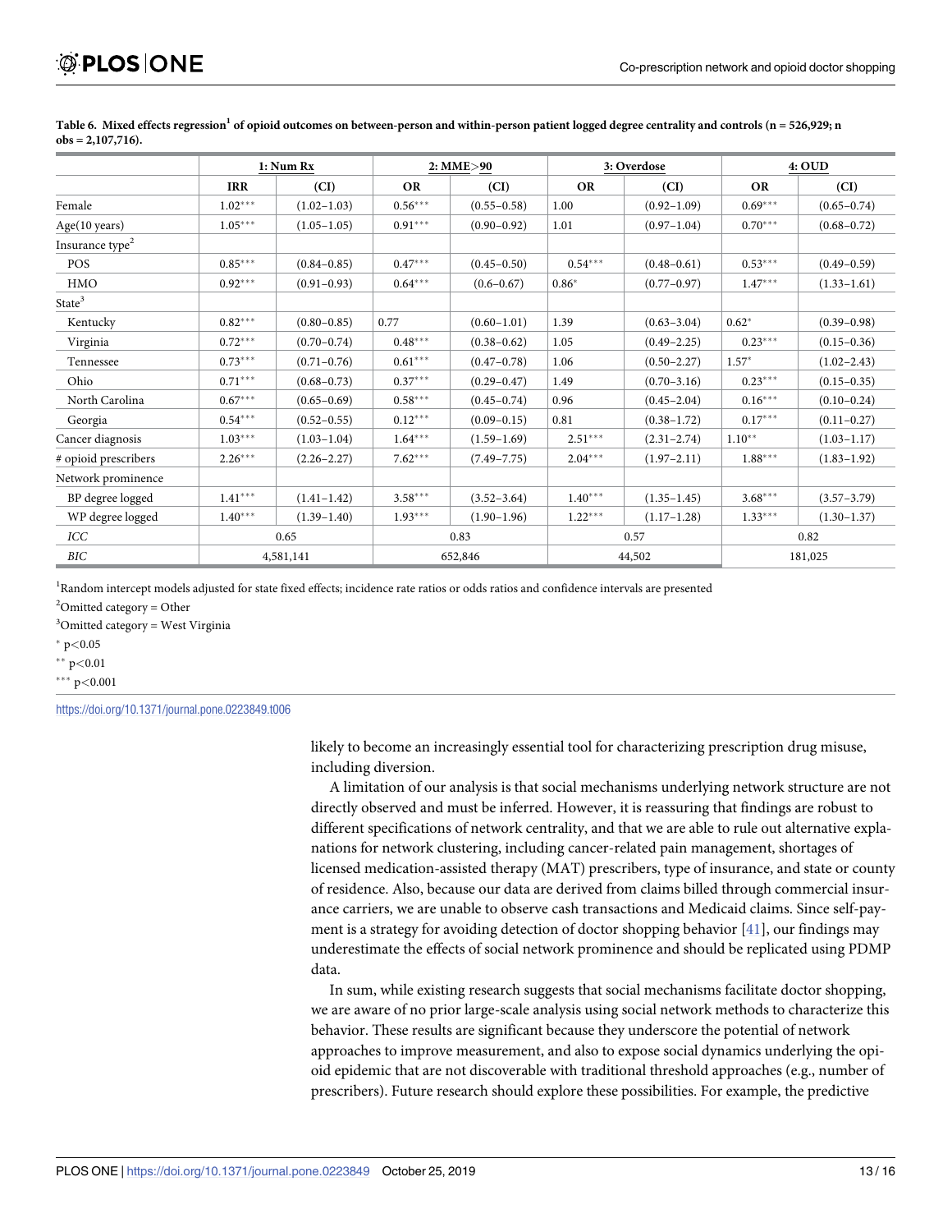**Table 6. Mixed effects regression[1] of opioid outcomes on between-person and within-person patient logged degree centrality and controls (n = 526,929; n obs = 2,107,716).**

| | 1: Num Rx | | 2: MME>90 | | 3: Overdose | | 4: OUD | |
|---|---|---|---|---|---|---|---|---|
| | IRR | (CI) | OR | (CI) | OR | (CI) | OR | (CI) |
| Female | 1.02*** | (1.02–1.03) | 0.56*** | (0.55–0.58) | 1.00 | (0.92–1.09) | 0.69*** | (0.65–0.74) |
| Age(10 years) | 1.05*** | (1.05–1.05) | 0.91*** | (0.90–0.92) | 1.01 | (0.97–1.04) | 0.70*** | (0.68–0.72) |
| Insurance type[2] | | | | | | | | |
| POS | 0.85*** | (0.84–0.85) | 0.47*** | (0.45–0.50) | 0.54*** | (0.48–0.61) | 0.53*** | (0.49–0.59) |
| HMO | 0.92*** | (0.91–0.93) | 0.64*** | (0.6–0.67) | 0.86* | (0.77–0.97) | 1.47*** | (1.33–1.61) |
| State[3] | | | | | | | | |
| Kentucky | 0.82*** | (0.80–0.85) | 0.77 | (0.60–1.01) | 1.39 | (0.63–3.04) | 0.62* | (0.39–0.98) |
| Virginia | 0.72*** | (0.70–0.74) | 0.48*** | (0.38–0.62) | 1.05 | (0.49–2.25) | 0.23*** | (0.15–0.36) |
| Tennessee | 0.73*** | (0.71–0.76) | 0.61*** | (0.47–0.78) | 1.06 | (0.50–2.27) | 1.57* | (1.02–2.43) |
| Ohio | 0.71*** | (0.68–0.73) | 0.37*** | (0.29–0.47) | 1.49 | (0.70–3.16) | 0.23*** | (0.15–0.35) |
| North Carolina | 0.67*** | (0.65–0.69) | 0.58*** | (0.45–0.74) | 0.96 | (0.45–2.04) | 0.16*** | (0.10–0.24) |
| Georgia | 0.54*** | (0.52–0.55) | 0.12*** | (0.09–0.15) | 0.81 | (0.38–1.72) | 0.17*** | (0.11–0.27) |
| Cancer diagnosis | 1.03*** | (1.03–1.04) | 1.64*** | (1.59–1.69) | 2.51*** | (2.31–2.74) | 1.10** | (1.03–1.17) |
| # opioid prescribers | 2.26*** | (2.26–2.27) | 7.62*** | (7.49–7.75) | 2.04*** | (1.97–2.11) | 1.88*** | (1.83–1.92) |
| Network prominence | | | | | | | | |
| BP degree logged | 1.41*** | (1.41–1.42) | 3.58*** | (3.52–3.64) | 1.40*** | (1.35–1.45) | 3.68*** | (3.57–3.79) |
| WP degree logged | 1.40*** | (1.39–1.40) | 1.93*** | (1.90–1.96) | 1.22*** | (1.17–1.28) | 1.33*** | (1.30–1.37) |
| *ICC* | 0.65 | | 0.83 | | 0.57 | | 0.82 | |
| *BIC* | 4,581,141 | | 652,846 | | 44,502 | | 181,025 | |

[1]Random intercept models adjusted for state fixed effects; incidence rate ratios or odds ratios and confidence intervals are presented

[2]Omitted category = Other

[3]Omitted category = West Virginia

\* $p<0.05$

\*\* $p<0.01$

\*\*\* $p<0.001$

https://doi.org/10.1371/journal.pone.0223849.t006

likely to become an increasingly essential tool for characterizing prescription drug misuse, including diversion.

A limitation of our analysis is that social mechanisms underlying network structure are not directly observed and must be inferred. However, it is reassuring that findings are robust to different specifications of network centrality, and that we are able to rule out alternative explanations for network clustering, including cancer-related pain management, shortages of licensed medication-assisted therapy (MAT) prescribers, type of insurance, and state or county of residence. Also, because our data are derived from claims billed through commercial insurance carriers, we are unable to observe cash transactions and Medicaid claims. Since self-payment is a strategy for avoiding detection of doctor shopping behavior [41], our findings may underestimate the effects of social network prominence and should be replicated using PDMP data.

In sum, while existing research suggests that social mechanisms facilitate doctor shopping, we are aware of no prior large-scale analysis using social network methods to characterize this behavior. These results are significant because they underscore the potential of network approaches to improve measurement, and also to expose social dynamics underlying the opioid epidemic that are not discoverable with traditional threshold approaches (e.g., number of prescribers). Future research should explore these possibilities. For example, the predictive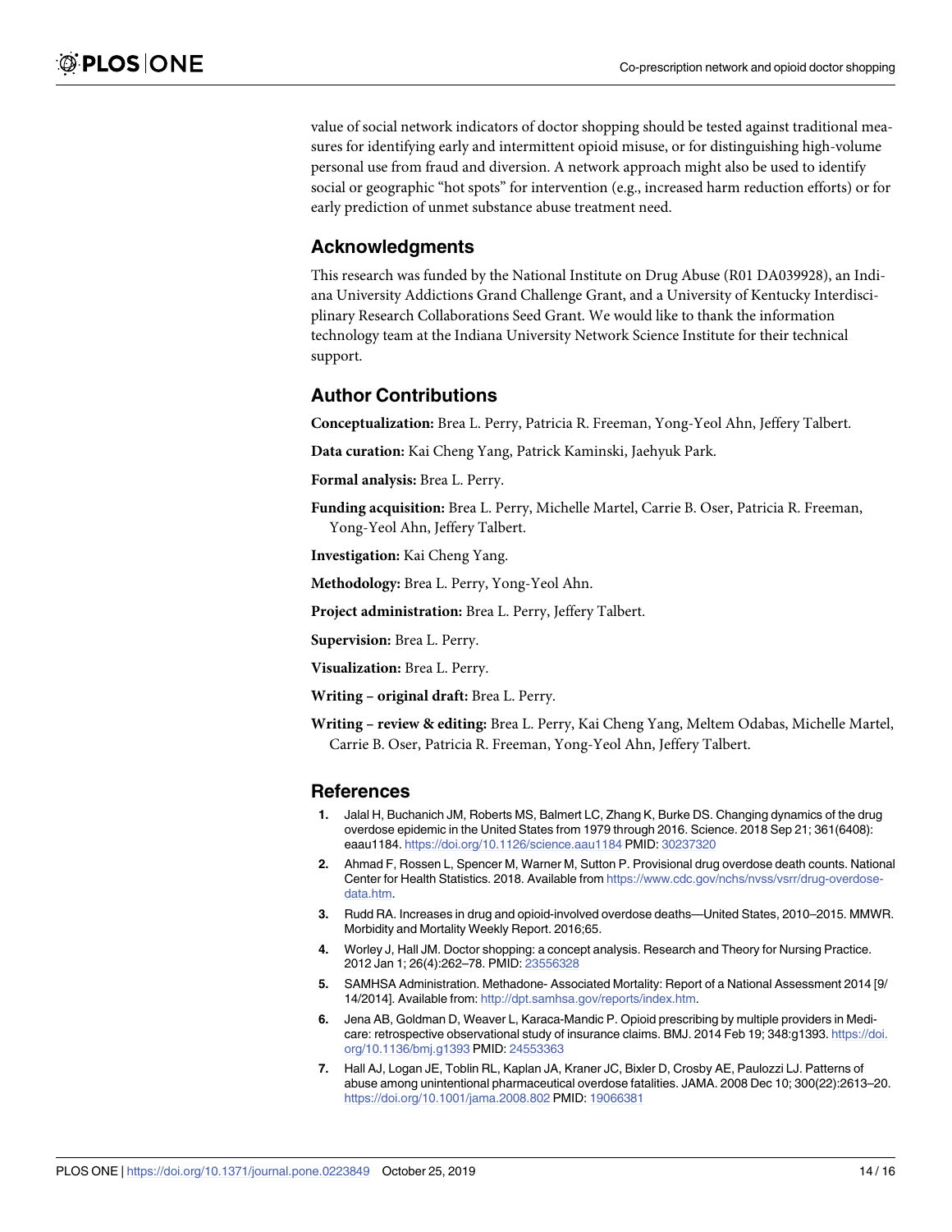value of social network indicators of doctor shopping should be tested against traditional measures for identifying early and intermittent opioid misuse, or for distinguishing high-volume personal use from fraud and diversion. A network approach might also be used to identify social or geographic "hot spots" for intervention (e.g., increased harm reduction efforts) or for early prediction of unmet substance abuse treatment need.

## Acknowledgments

This research was funded by the National Institute on Drug Abuse (R01 DA039928), an Indiana University Addictions Grand Challenge Grant, and a University of Kentucky Interdisciplinary Research Collaborations Seed Grant. We would like to thank the information technology team at the Indiana University Network Science Institute for their technical support.

## Author Contributions

**Conceptualization:** Brea L. Perry, Patricia R. Freeman, Yong-Yeol Ahn, Jeffery Talbert.

**Data curation:** Kai Cheng Yang, Patrick Kaminski, Jaehyuk Park.

**Formal analysis:** Brea L. Perry.

**Funding acquisition:** Brea L. Perry, Michelle Martel, Carrie B. Oser, Patricia R. Freeman, Yong-Yeol Ahn, Jeffery Talbert.

**Investigation:** Kai Cheng Yang.

**Methodology:** Brea L. Perry, Yong-Yeol Ahn.

**Project administration:** Brea L. Perry, Jeffery Talbert.

**Supervision:** Brea L. Perry.

**Visualization:** Brea L. Perry.

**Writing – original draft:** Brea L. Perry.

**Writing – review & editing:** Brea L. Perry, Kai Cheng Yang, Meltem Odabas, Michelle Martel, Carrie B. Oser, Patricia R. Freeman, Yong-Yeol Ahn, Jeffery Talbert.

## References

1. Jalal H, Buchanich JM, Roberts MS, Balmert LC, Zhang K, Burke DS. Changing dynamics of the drug overdose epidemic in the United States from 1979 through 2016. Science. 2018 Sep 21; 361(6408): eaau1184. https://doi.org/10.1126/science.aau1184 PMID: 30237320
2. Ahmad F, Rossen L, Spencer M, Warner M, Sutton P. Provisional drug overdose death counts. National Center for Health Statistics. 2018. Available from https://www.cdc.gov/nchs/nvss/vsrr/drug-overdose-data.htm.
3. Rudd RA. Increases in drug and opioid-involved overdose deaths—United States, 2010–2015. MMWR. Morbidity and Mortality Weekly Report. 2016;65.
4. Worley J, Hall JM. Doctor shopping: a concept analysis. Research and Theory for Nursing Practice. 2012 Jan 1; 26(4):262–78. PMID: 23556328
5. SAMHSA Administration. Methadone- Associated Mortality: Report of a National Assessment 2014 [9/14/2014]. Available from: http://dpt.samhsa.gov/reports/index.htm.
6. Jena AB, Goldman D, Weaver L, Karaca-Mandic P. Opioid prescribing by multiple providers in Medicare: retrospective observational study of insurance claims. BMJ. 2014 Feb 19; 348:g1393. https://doi.org/10.1136/bmj.g1393 PMID: 24553363
7. Hall AJ, Logan JE, Toblin RL, Kaplan JA, Kraner JC, Bixler D, Crosby AE, Paulozzi LJ. Patterns of abuse among unintentional pharmaceutical overdose fatalities. JAMA. 2008 Dec 10; 300(22):2613–20. https://doi.org/10.1001/jama.2008.802 PMID: 19066381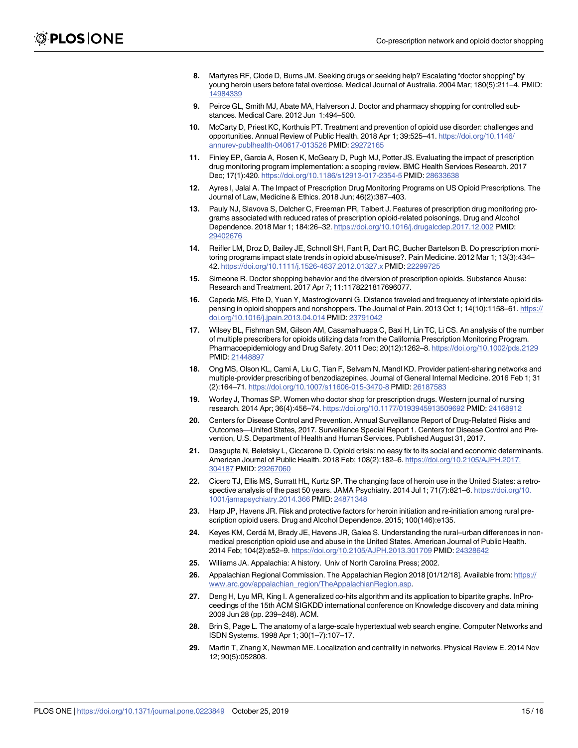8. Martyres RF, Clode D, Burns JM. Seeking drugs or seeking help? Escalating "doctor shopping" by young heroin users before fatal overdose. Medical Journal of Australia. 2004 Mar; 180(5):211–4. PMID: 14984339

9. Peirce GL, Smith MJ, Abate MA, Halverson J. Doctor and pharmacy shopping for controlled substances. Medical Care. 2012 Jun 1:494–500.

10. McCarty D, Priest KC, Korthuis PT. Treatment and prevention of opioid use disorder: challenges and opportunities. Annual Review of Public Health. 2018 Apr 1; 39:525–41. https://doi.org/10.1146/annurev-publhealth-040617-013526 PMID: 29272165

11. Finley EP, Garcia A, Rosen K, McGeary D, Pugh MJ, Potter JS. Evaluating the impact of prescription drug monitoring program implementation: a scoping review. BMC Health Services Research. 2017 Dec; 17(1):420. https://doi.org/10.1186/s12913-017-2354-5 PMID: 28633638

12. Ayres I, Jalal A. The Impact of Prescription Drug Monitoring Programs on US Opioid Prescriptions. The Journal of Law, Medicine & Ethics. 2018 Jun; 46(2):387–403.

13. Pauly NJ, Slavova S, Delcher C, Freeman PR, Talbert J. Features of prescription drug monitoring programs associated with reduced rates of prescription opioid-related poisonings. Drug and Alcohol Dependence. 2018 Mar 1; 184:26–32. https://doi.org/10.1016/j.drugalcdep.2017.12.002 PMID: 29402676

14. Reifler LM, Droz D, Bailey JE, Schnoll SH, Fant R, Dart RC, Bucher Bartelson B. Do prescription monitoring programs impact state trends in opioid abuse/misuse?. Pain Medicine. 2012 Mar 1; 13(3):434–42. https://doi.org/10.1111/j.1526-4637.2012.01327.x PMID: 22299725

15. Simeone R. Doctor shopping behavior and the diversion of prescription opioids. Substance Abuse: Research and Treatment. 2017 Apr 7; 11:1178221817696077.

16. Cepeda MS, Fife D, Yuan Y, Mastrogiovanni G. Distance traveled and frequency of interstate opioid dispensing in opioid shoppers and nonshoppers. The Journal of Pain. 2013 Oct 1; 14(10):1158–61. https://doi.org/10.1016/j.jpain.2013.04.014 PMID: 23791042

17. Wilsey BL, Fishman SM, Gilson AM, Casamalhuapa C, Baxi H, Lin TC, Li CS. An analysis of the number of multiple prescribers for opioids utilizing data from the California Prescription Monitoring Program. Pharmacoepidemiology and Drug Safety. 2011 Dec; 20(12):1262–8. https://doi.org/10.1002/pds.2129 PMID: 21448897

18. Ong MS, Olson KL, Cami A, Liu C, Tian F, Selvam N, Mandl KD. Provider patient-sharing networks and multiple-provider prescribing of benzodiazepines. Journal of General Internal Medicine. 2016 Feb 1; 31(2):164–71. https://doi.org/10.1007/s11606-015-3470-8 PMID: 26187583

19. Worley J, Thomas SP. Women who doctor shop for prescription drugs. Western journal of nursing research. 2014 Apr; 36(4):456–74. https://doi.org/10.1177/0193945913509692 PMID: 24168912

20. Centers for Disease Control and Prevention. Annual Surveillance Report of Drug-Related Risks and Outcomes—United States, 2017. Surveillance Special Report 1. Centers for Disease Control and Prevention, U.S. Department of Health and Human Services. Published August 31, 2017.

21. Dasgupta N, Beletsky L, Ciccarone D. Opioid crisis: no easy fix to its social and economic determinants. American Journal of Public Health. 2018 Feb; 108(2):182–6. https://doi.org/10.2105/AJPH.2017.304187 PMID: 29267060

22. Cicero TJ, Ellis MS, Surratt HL, Kurtz SP. The changing face of heroin use in the United States: a retrospective analysis of the past 50 years. JAMA Psychiatry. 2014 Jul 1; 71(7):821–6. https://doi.org/10.1001/jamapsychiatry.2014.366 PMID: 24871348

23. Harp JP, Havens JR. Risk and protective factors for heroin initiation and re-initiation among rural prescription opioid users. Drug and Alcohol Dependence. 2015; 100(146):e135.

24. Keyes KM, Cerdá M, Brady JE, Havens JR, Galea S. Understanding the rural–urban differences in nonmedical prescription opioid use and abuse in the United States. American Journal of Public Health. 2014 Feb; 104(2):e52–9. https://doi.org/10.2105/AJPH.2013.301709 PMID: 24328642

25. Williams JA. Appalachia: A history. Univ of North Carolina Press; 2002.

26. Appalachian Regional Commission. The Appalachian Region 2018 [01/12/18]. Available from: https://www.arc.gov/appalachian_region/TheAppalachianRegion.asp.

27. Deng H, Lyu MR, King I. A generalized co-hits algorithm and its application to bipartite graphs. InProceedings of the 15th ACM SIGKDD international conference on Knowledge discovery and data mining 2009 Jun 28 (pp. 239–248). ACM.

28. Brin S, Page L. The anatomy of a large-scale hypertextual web search engine. Computer Networks and ISDN Systems. 1998 Apr 1; 30(1–7):107–17.

29. Martin T, Zhang X, Newman ME. Localization and centrality in networks. Physical Review E. 2014 Nov 12; 90(5):052808.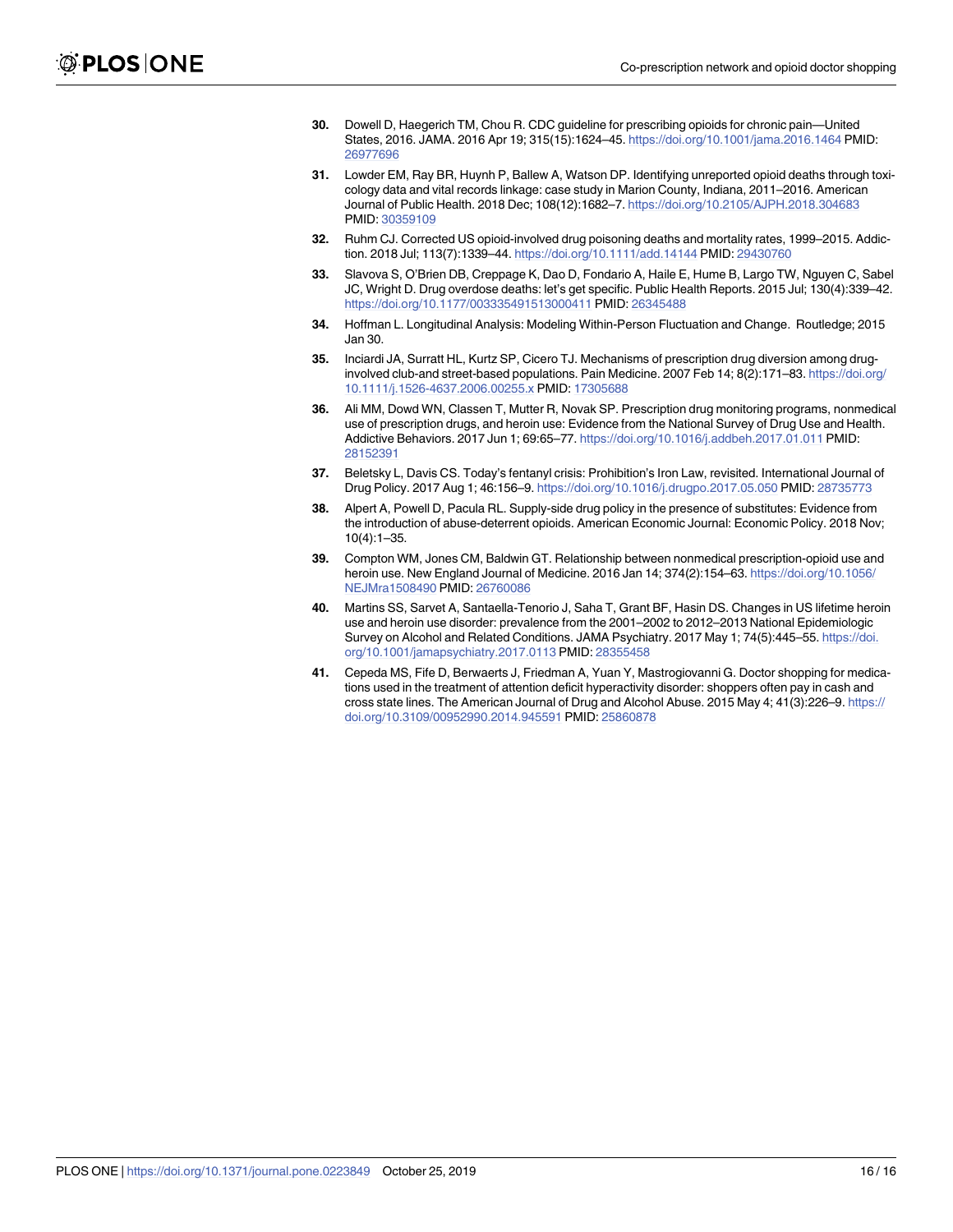30. Dowell D, Haegerich TM, Chou R. CDC guideline for prescribing opioids for chronic pain—United States, 2016. JAMA. 2016 Apr 19; 315(15):1624–45. https://doi.org/10.1001/jama.2016.1464 PMID: 26977696

31. Lowder EM, Ray BR, Huynh P, Ballew A, Watson DP. Identifying unreported opioid deaths through toxicology data and vital records linkage: case study in Marion County, Indiana, 2011–2016. American Journal of Public Health. 2018 Dec; 108(12):1682–7. https://doi.org/10.2105/AJPH.2018.304683 PMID: 30359109

32. Ruhm CJ. Corrected US opioid-involved drug poisoning deaths and mortality rates, 1999–2015. Addiction. 2018 Jul; 113(7):1339–44. https://doi.org/10.1111/add.14144 PMID: 29430760

33. Slavova S, O'Brien DB, Creppage K, Dao D, Fondario A, Haile E, Hume B, Largo TW, Nguyen C, Sabel JC, Wright D. Drug overdose deaths: let's get specific. Public Health Reports. 2015 Jul; 130(4):339–42. https://doi.org/10.1177/003335491513000411 PMID: 26345488

34. Hoffman L. Longitudinal Analysis: Modeling Within-Person Fluctuation and Change. Routledge; 2015 Jan 30.

35. Inciardi JA, Surratt HL, Kurtz SP, Cicero TJ. Mechanisms of prescription drug diversion among drug-involved club-and street-based populations. Pain Medicine. 2007 Feb 14; 8(2):171–83. https://doi.org/10.1111/j.1526-4637.2006.00255.x PMID: 17305688

36. Ali MM, Dowd WN, Classen T, Mutter R, Novak SP. Prescription drug monitoring programs, nonmedical use of prescription drugs, and heroin use: Evidence from the National Survey of Drug Use and Health. Addictive Behaviors. 2017 Jun 1; 69:65–77. https://doi.org/10.1016/j.addbeh.2017.01.011 PMID: 28152391

37. Beletsky L, Davis CS. Today's fentanyl crisis: Prohibition's Iron Law, revisited. International Journal of Drug Policy. 2017 Aug 1; 46:156–9. https://doi.org/10.1016/j.drugpo.2017.05.050 PMID: 28735773

38. Alpert A, Powell D, Pacula RL. Supply-side drug policy in the presence of substitutes: Evidence from the introduction of abuse-deterrent opioids. American Economic Journal: Economic Policy. 2018 Nov; 10(4):1–35.

39. Compton WM, Jones CM, Baldwin GT. Relationship between nonmedical prescription-opioid use and heroin use. New England Journal of Medicine. 2016 Jan 14; 374(2):154–63. https://doi.org/10.1056/NEJMra1508490 PMID: 26760086

40. Martins SS, Sarvet A, Santaella-Tenorio J, Saha T, Grant BF, Hasin DS. Changes in US lifetime heroin use and heroin use disorder: prevalence from the 2001–2002 to 2012–2013 National Epidemiologic Survey on Alcohol and Related Conditions. JAMA Psychiatry. 2017 May 1; 74(5):445–55. https://doi.org/10.1001/jamapsychiatry.2017.0113 PMID: 28355458

41. Cepeda MS, Fife D, Berwaerts J, Friedman A, Yuan Y, Mastrogiovanni G. Doctor shopping for medications used in the treatment of attention deficit hyperactivity disorder: shoppers often pay in cash and cross state lines. The American Journal of Drug and Alcohol Abuse. 2015 May 4; 41(3):226–9. https://doi.org/10.3109/00952990.2014.945591 PMID: 25860878